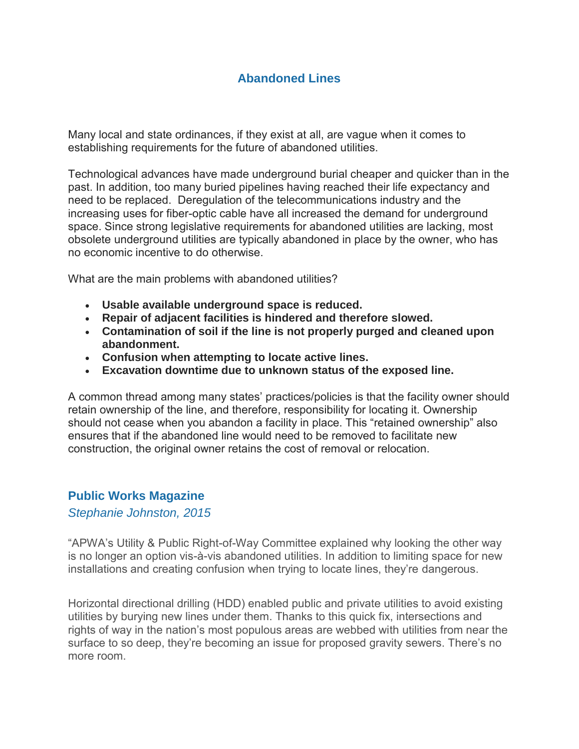# Abandoned Lines

Many local and state ordinances, if they exist at all, are vague when it comes to establishing requirements for the future of abandoned utilities.

Technological advances have made underground burial cheaper and quicker than in the past. In addition, too many buried pipelines having reached their life expectancy and need to be replaced. Deregulation of the telecommunications industry and the increasing uses for fiber-optic cable have all increased the demand for underground space. Since strong legislative requirements for abandoned utilities are lacking, most obsolete underground utilities are typically abandoned in place by the owner, who has no economic incentive to do otherwise.

What are the main problems with abandoned utilities?

- **Usable available underground space is reduced.**
- **Repair of adjacent facilities is hindered and therefore slowed.**
- **Contamination of soil if the line is not properly purged and cleaned upon abandonment.**
- **Confusion when attempting to locate active lines.**
- **Excavation downtime due to unknown status of the exposed line.**

A common thread among many states' practices/policies is that the facility owner should retain ownership of the line, and therefore, responsibility for locating it. Ownership should not cease when you abandon a facility in place. This "retained ownership" also ensures that if the abandoned line would need to be removed to facilitate new construction, the original owner retains the cost of removal or relocation.

## Public Works Magazine

*Stephanie Johnston, 2015*

"APWA's Utility & Public Right-of-Way Committee explained why looking the other way is no longer an option vis-à-vis abandoned utilities. In addition to limiting space for new installations and creating confusion when trying to locate lines, they're dangerous.

Horizontal directional drilling (HDD) enabled public and private utilities to avoid existing utilities by burying new lines under them. Thanks to this quick fix, intersections and rights of way in the nation's most populous areas are webbed with utilities from near the surface to so deep, they're becoming an issue for proposed gravity sewers. There's no more room.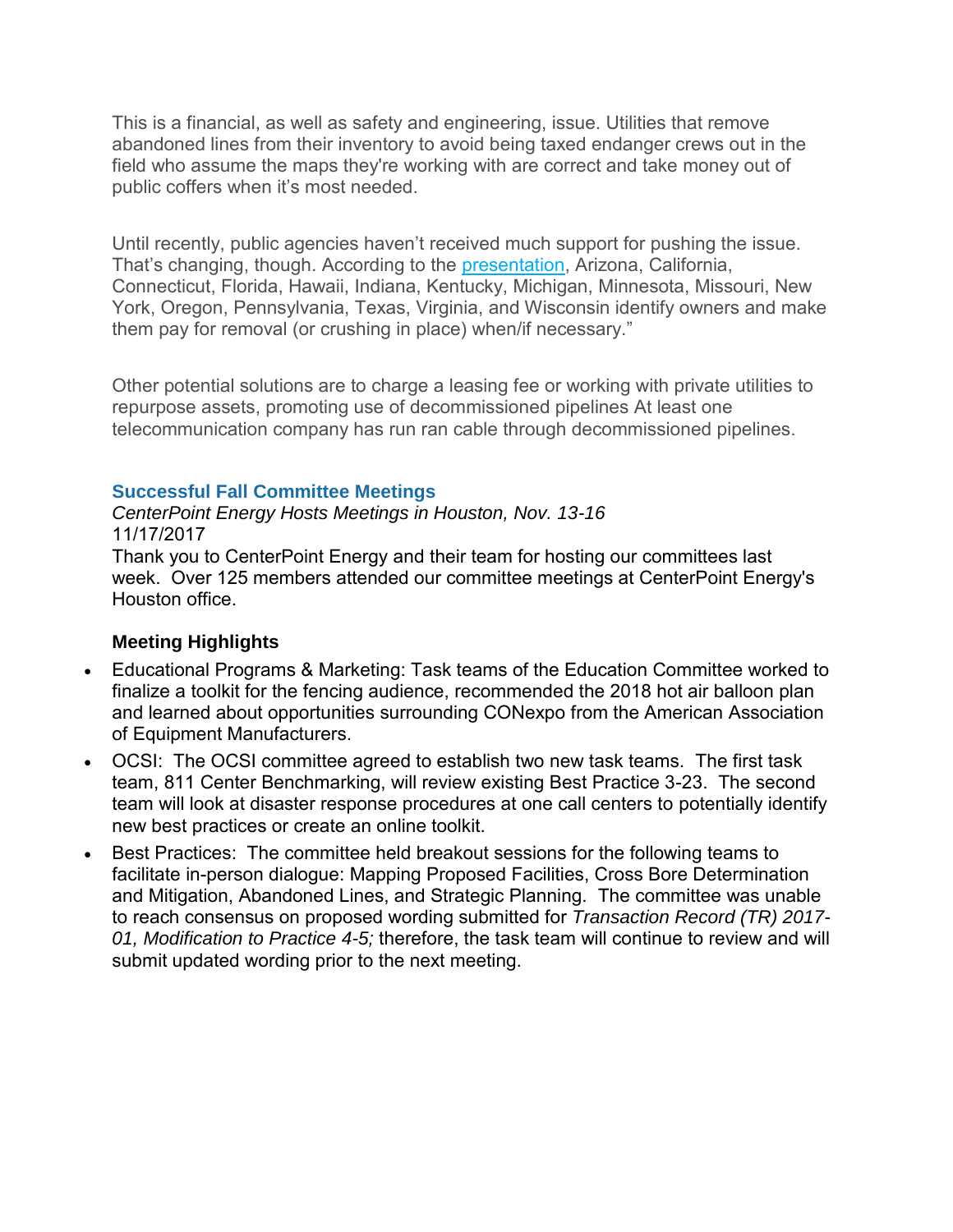This is a financial, as well as safety and engineering, issue. Utilities that remove abandoned lines from their inventory to avoid being taxed endanger crews out in the field who assume the maps they're working with are correct and take money out of public coffers when it's most needed.

Until recently, public agencies haven't received much support for pushing the issue. That's changing, though. According to the presentation, Arizona, California, Connecticut, Florida, Hawaii, Indiana, Kentucky, Michigan, Minnesota, Missouri, New York, Oregon, Pennsylvania, Texas, Virginia, and Wisconsin identify owners and make them pay for removal (or crushing in place) when/if necessary."

Other potential solutions are to charge a leasing fee or working with private utilities to repurpose assets, promoting use of decommissioned pipelines At least one telecommunication company has run ran cable through decommissioned pipelines.

### Successful Fall Committee Meetings

*CenterPoint Energy Hosts Meetings in Houston, Nov. 13-16*
11/17/2017
Thank you to CenterPoint Energy and their team for hosting our committees last week. Over 125 members attended our committee meetings at CenterPoint Energy's Houston office.

**Meeting Highlights**

- Educational Programs & Marketing: Task teams of the Education Committee worked to finalize a toolkit for the fencing audience, recommended the 2018 hot air balloon plan and learned about opportunities surrounding CONexpo from the American Association of Equipment Manufacturers.
- OCSI: The OCSI committee agreed to establish two new task teams. The first task team, 811 Center Benchmarking, will review existing Best Practice 3-23. The second team will look at disaster response procedures at one call centers to potentially identify new best practices or create an online toolkit.
- Best Practices: The committee held breakout sessions for the following teams to facilitate in-person dialogue: Mapping Proposed Facilities, Cross Bore Determination and Mitigation, Abandoned Lines, and Strategic Planning. The committee was unable to reach consensus on proposed wording submitted for *Transaction Record (TR) 2017-01, Modification to Practice 4-5;* therefore, the task team will continue to review and will submit updated wording prior to the next meeting.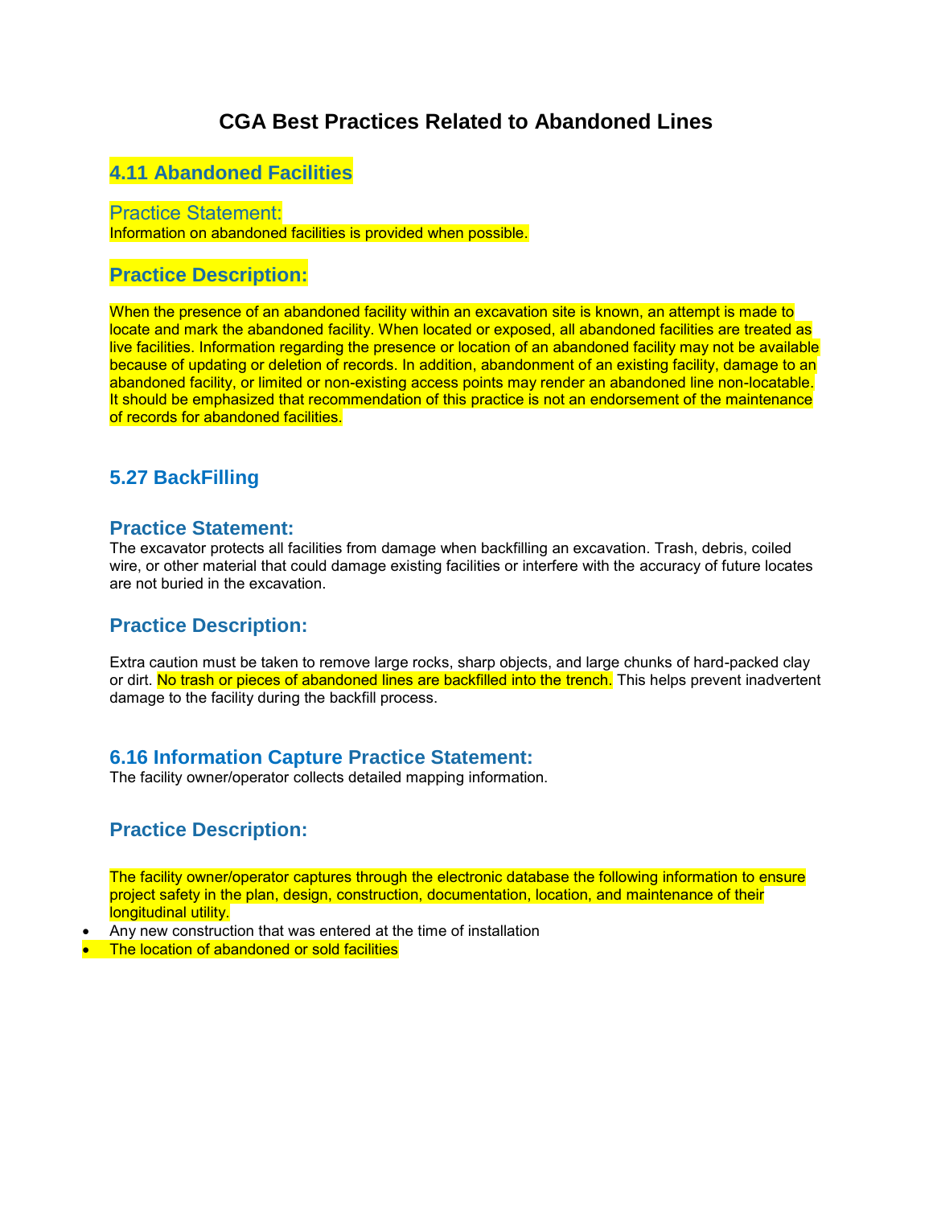# CGA Best Practices Related to Abandoned Lines

## 4.11 Abandoned Facilities

### Practice Statement:

Information on abandoned facilities is provided when possible.

### Practice Description:

When the presence of an abandoned facility within an excavation site is known, an attempt is made to locate and mark the abandoned facility. When located or exposed, all abandoned facilities are treated as live facilities. Information regarding the presence or location of an abandoned facility may not be available because of updating or deletion of records. In addition, abandonment of an existing facility, damage to an abandoned facility, or limited or non-existing access points may render an abandoned line non-locatable. It should be emphasized that recommendation of this practice is not an endorsement of the maintenance of records for abandoned facilities.

## 5.27 BackFilling

### Practice Statement:

The excavator protects all facilities from damage when backfilling an excavation. Trash, debris, coiled wire, or other material that could damage existing facilities or interfere with the accuracy of future locates are not buried in the excavation.

### Practice Description:

Extra caution must be taken to remove large rocks, sharp objects, and large chunks of hard-packed clay or dirt. No trash or pieces of abandoned lines are backfilled into the trench. This helps prevent inadvertent damage to the facility during the backfill process.

## 6.16 Information Capture Practice Statement:

The facility owner/operator collects detailed mapping information.

### Practice Description:

The facility owner/operator captures through the electronic database the following information to ensure project safety in the plan, design, construction, documentation, location, and maintenance of their longitudinal utility.

- Any new construction that was entered at the time of installation
- The location of abandoned or sold facilities